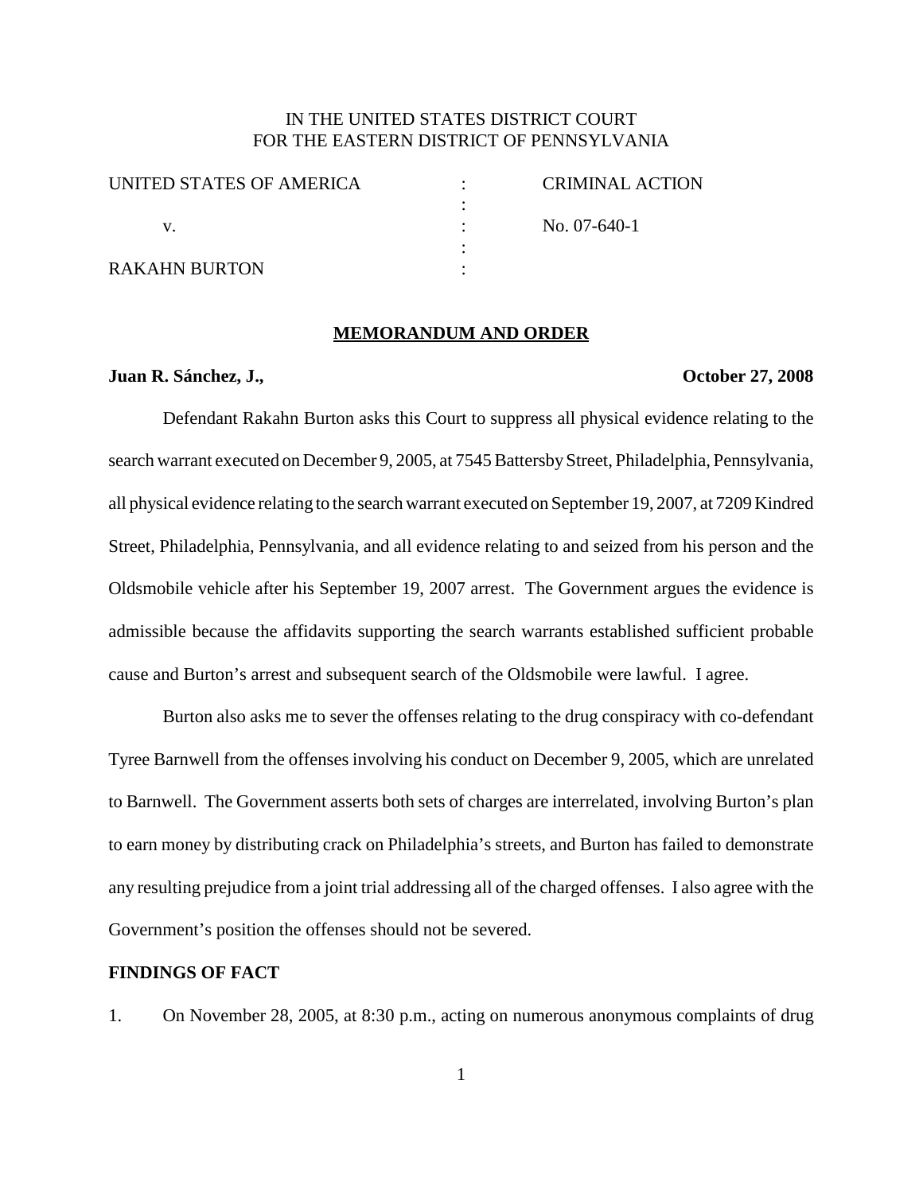IN THE UNITED STATES DISTRICT COURT
FOR THE EASTERN DISTRICT OF PENNSYLVANIA

| | | |
|---|---|---|
| UNITED STATES OF AMERICA | : | CRIMINAL ACTION |
| | : | |
| v. | : | No. 07-640-1 |
| | : | |
| RAKAHN BURTON | : | |

## MEMORANDUM AND ORDER

**Juan R. Sánchez, J.,** **October 27, 2008**

Defendant Rakahn Burton asks this Court to suppress all physical evidence relating to the search warrant executed on December 9, 2005, at 7545 Battersby Street, Philadelphia, Pennsylvania, all physical evidence relating to the search warrant executed on September 19, 2007, at 7209 Kindred Street, Philadelphia, Pennsylvania, and all evidence relating to and seized from his person and the Oldsmobile vehicle after his September 19, 2007 arrest. The Government argues the evidence is admissible because the affidavits supporting the search warrants established sufficient probable cause and Burton's arrest and subsequent search of the Oldsmobile were lawful. I agree.

Burton also asks me to sever the offenses relating to the drug conspiracy with co-defendant Tyree Barnwell from the offenses involving his conduct on December 9, 2005, which are unrelated to Barnwell. The Government asserts both sets of charges are interrelated, involving Burton's plan to earn money by distributing crack on Philadelphia's streets, and Burton has failed to demonstrate any resulting prejudice from a joint trial addressing all of the charged offenses. I also agree with the Government's position the offenses should not be severed.

**FINDINGS OF FACT**

1. On November 28, 2005, at 8:30 p.m., acting on numerous anonymous complaints of drug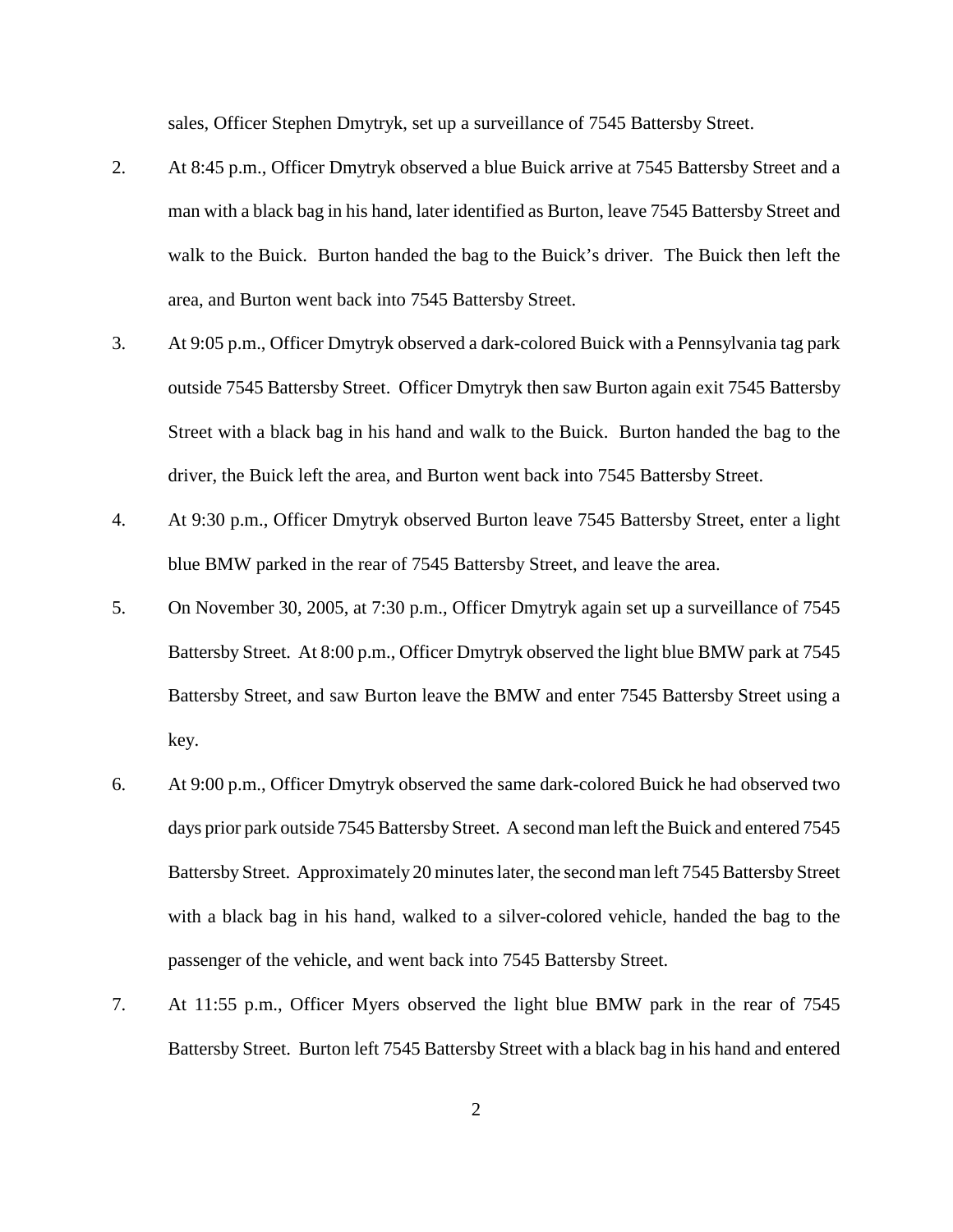sales, Officer Stephen Dmytryk, set up a surveillance of 7545 Battersby Street.

2. At 8:45 p.m., Officer Dmytryk observed a blue Buick arrive at 7545 Battersby Street and a man with a black bag in his hand, later identified as Burton, leave 7545 Battersby Street and walk to the Buick. Burton handed the bag to the Buick's driver. The Buick then left the area, and Burton went back into 7545 Battersby Street.

3. At 9:05 p.m., Officer Dmytryk observed a dark-colored Buick with a Pennsylvania tag park outside 7545 Battersby Street. Officer Dmytryk then saw Burton again exit 7545 Battersby Street with a black bag in his hand and walk to the Buick. Burton handed the bag to the driver, the Buick left the area, and Burton went back into 7545 Battersby Street.

4. At 9:30 p.m., Officer Dmytryk observed Burton leave 7545 Battersby Street, enter a light blue BMW parked in the rear of 7545 Battersby Street, and leave the area.

5. On November 30, 2005, at 7:30 p.m., Officer Dmytryk again set up a surveillance of 7545 Battersby Street. At 8:00 p.m., Officer Dmytryk observed the light blue BMW park at 7545 Battersby Street, and saw Burton leave the BMW and enter 7545 Battersby Street using a key.

6. At 9:00 p.m., Officer Dmytryk observed the same dark-colored Buick he had observed two days prior park outside 7545 Battersby Street. A second man left the Buick and entered 7545 Battersby Street. Approximately 20 minutes later, the second man left 7545 Battersby Street with a black bag in his hand, walked to a silver-colored vehicle, handed the bag to the passenger of the vehicle, and went back into 7545 Battersby Street.

7. At 11:55 p.m., Officer Myers observed the light blue BMW park in the rear of 7545 Battersby Street. Burton left 7545 Battersby Street with a black bag in his hand and entered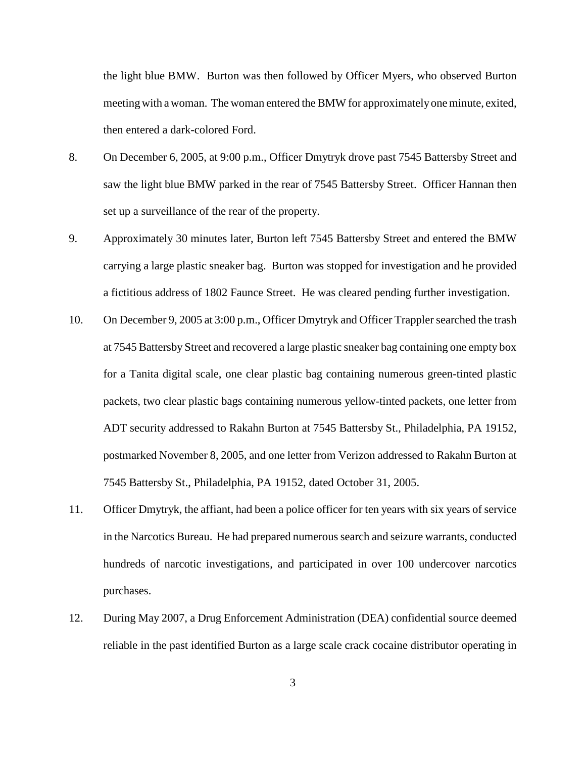the light blue BMW. Burton was then followed by Officer Myers, who observed Burton meeting with a woman. The woman entered the BMW for approximately one minute, exited, then entered a dark-colored Ford.

8. On December 6, 2005, at 9:00 p.m., Officer Dmytryk drove past 7545 Battersby Street and saw the light blue BMW parked in the rear of 7545 Battersby Street. Officer Hannan then set up a surveillance of the rear of the property.

9. Approximately 30 minutes later, Burton left 7545 Battersby Street and entered the BMW carrying a large plastic sneaker bag. Burton was stopped for investigation and he provided a fictitious address of 1802 Faunce Street. He was cleared pending further investigation.

10. On December 9, 2005 at 3:00 p.m., Officer Dmytryk and Officer Trappler searched the trash at 7545 Battersby Street and recovered a large plastic sneaker bag containing one empty box for a Tanita digital scale, one clear plastic bag containing numerous green-tinted plastic packets, two clear plastic bags containing numerous yellow-tinted packets, one letter from ADT security addressed to Rakahn Burton at 7545 Battersby St., Philadelphia, PA 19152, postmarked November 8, 2005, and one letter from Verizon addressed to Rakahn Burton at 7545 Battersby St., Philadelphia, PA 19152, dated October 31, 2005.

11. Officer Dmytryk, the affiant, had been a police officer for ten years with six years of service in the Narcotics Bureau. He had prepared numerous search and seizure warrants, conducted hundreds of narcotic investigations, and participated in over 100 undercover narcotics purchases.

12. During May 2007, a Drug Enforcement Administration (DEA) confidential source deemed reliable in the past identified Burton as a large scale crack cocaine distributor operating in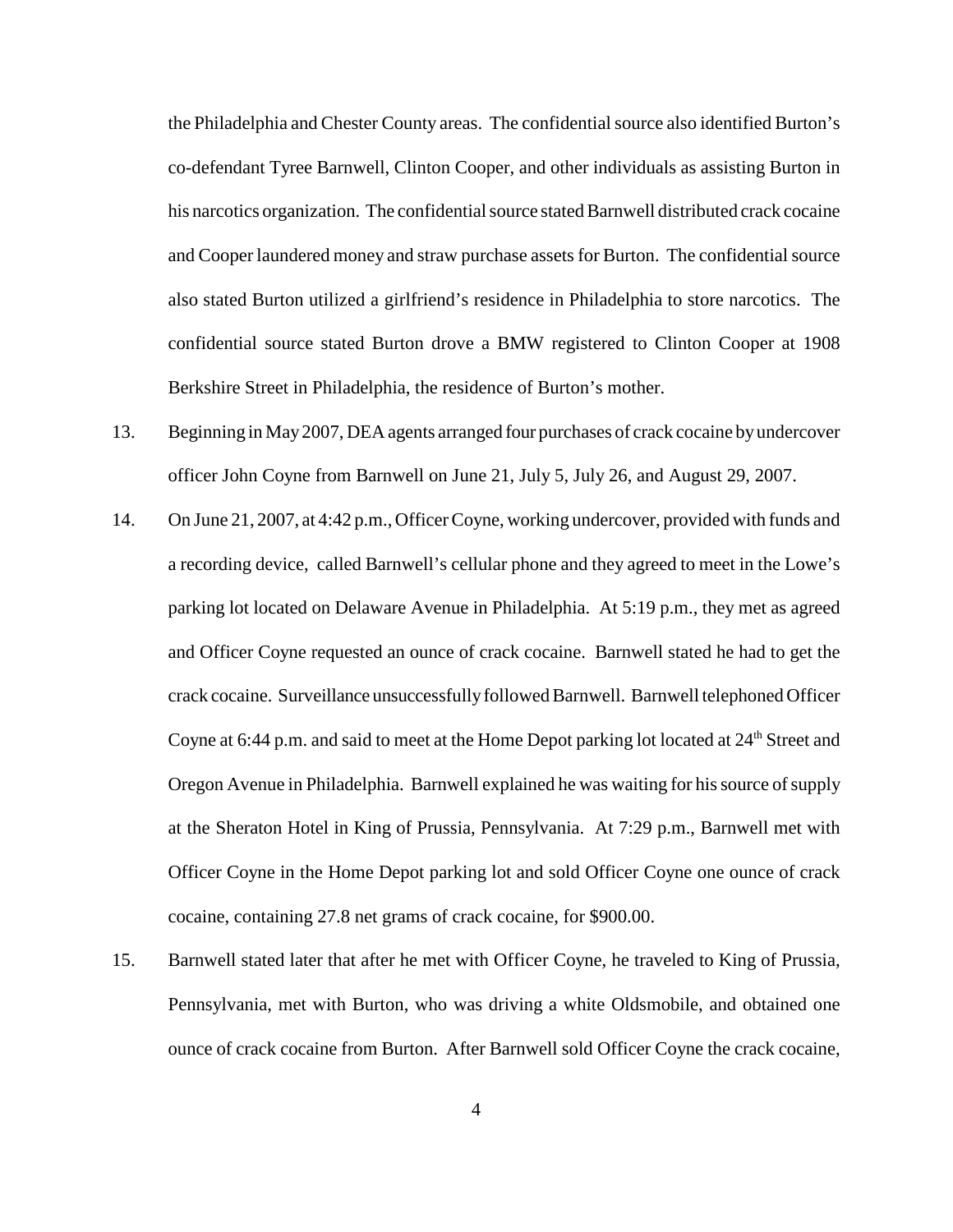the Philadelphia and Chester County areas. The confidential source also identified Burton's co-defendant Tyree Barnwell, Clinton Cooper, and other individuals as assisting Burton in his narcotics organization. The confidential source stated Barnwell distributed crack cocaine and Cooper laundered money and straw purchase assets for Burton. The confidential source also stated Burton utilized a girlfriend's residence in Philadelphia to store narcotics. The confidential source stated Burton drove a BMW registered to Clinton Cooper at 1908 Berkshire Street in Philadelphia, the residence of Burton's mother.

13. Beginning in May 2007, DEA agents arranged four purchases of crack cocaine by undercover officer John Coyne from Barnwell on June 21, July 5, July 26, and August 29, 2007.

14. On June 21, 2007, at 4:42 p.m., Officer Coyne, working undercover, provided with funds and a recording device, called Barnwell's cellular phone and they agreed to meet in the Lowe's parking lot located on Delaware Avenue in Philadelphia. At 5:19 p.m., they met as agreed and Officer Coyne requested an ounce of crack cocaine. Barnwell stated he had to get the crack cocaine. Surveillance unsuccessfully followed Barnwell. Barnwell telephoned Officer Coyne at 6:44 p.m. and said to meet at the Home Depot parking lot located at 24th Street and Oregon Avenue in Philadelphia. Barnwell explained he was waiting for his source of supply at the Sheraton Hotel in King of Prussia, Pennsylvania. At 7:29 p.m., Barnwell met with Officer Coyne in the Home Depot parking lot and sold Officer Coyne one ounce of crack cocaine, containing 27.8 net grams of crack cocaine, for $900.00.

15. Barnwell stated later that after he met with Officer Coyne, he traveled to King of Prussia, Pennsylvania, met with Burton, who was driving a white Oldsmobile, and obtained one ounce of crack cocaine from Burton. After Barnwell sold Officer Coyne the crack cocaine,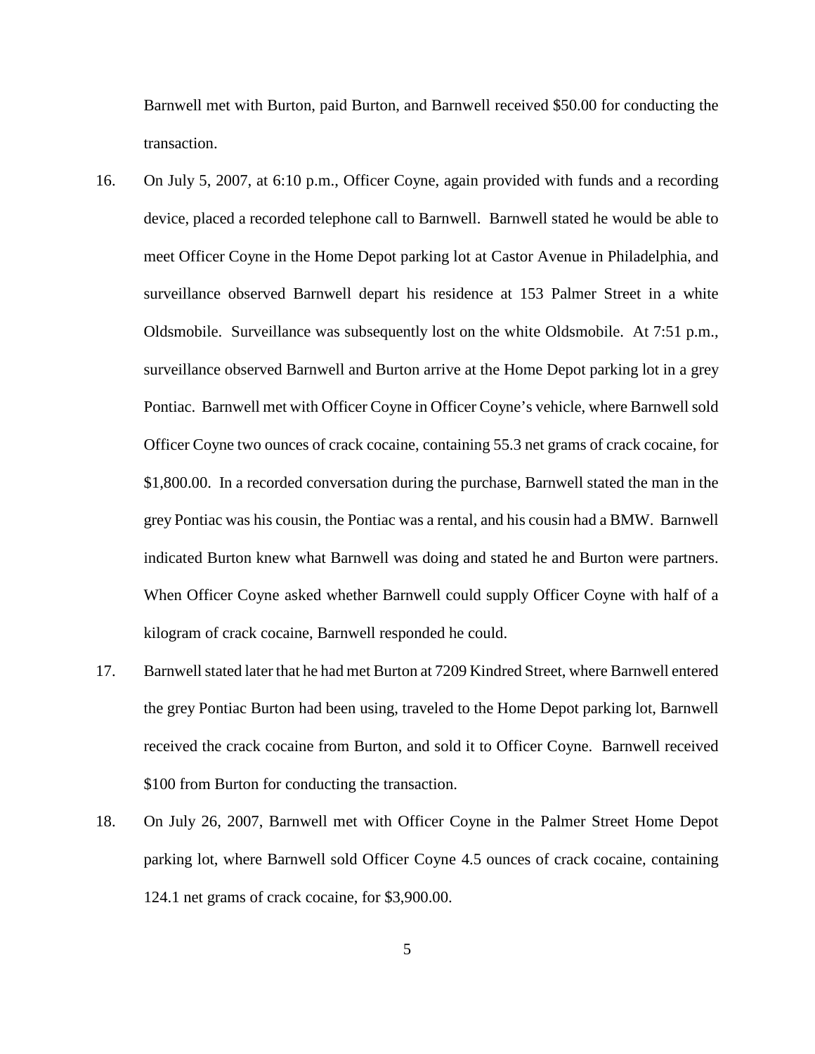Barnwell met with Burton, paid Burton, and Barnwell received $50.00 for conducting the transaction.

16. On July 5, 2007, at 6:10 p.m., Officer Coyne, again provided with funds and a recording device, placed a recorded telephone call to Barnwell. Barnwell stated he would be able to meet Officer Coyne in the Home Depot parking lot at Castor Avenue in Philadelphia, and surveillance observed Barnwell depart his residence at 153 Palmer Street in a white Oldsmobile. Surveillance was subsequently lost on the white Oldsmobile. At 7:51 p.m., surveillance observed Barnwell and Burton arrive at the Home Depot parking lot in a grey Pontiac. Barnwell met with Officer Coyne in Officer Coyne's vehicle, where Barnwell sold Officer Coyne two ounces of crack cocaine, containing 55.3 net grams of crack cocaine, for $1,800.00. In a recorded conversation during the purchase, Barnwell stated the man in the grey Pontiac was his cousin, the Pontiac was a rental, and his cousin had a BMW. Barnwell indicated Burton knew what Barnwell was doing and stated he and Burton were partners. When Officer Coyne asked whether Barnwell could supply Officer Coyne with half of a kilogram of crack cocaine, Barnwell responded he could.

17. Barnwell stated later that he had met Burton at 7209 Kindred Street, where Barnwell entered the grey Pontiac Burton had been using, traveled to the Home Depot parking lot, Barnwell received the crack cocaine from Burton, and sold it to Officer Coyne. Barnwell received $100 from Burton for conducting the transaction.

18. On July 26, 2007, Barnwell met with Officer Coyne in the Palmer Street Home Depot parking lot, where Barnwell sold Officer Coyne 4.5 ounces of crack cocaine, containing 124.1 net grams of crack cocaine, for $3,900.00.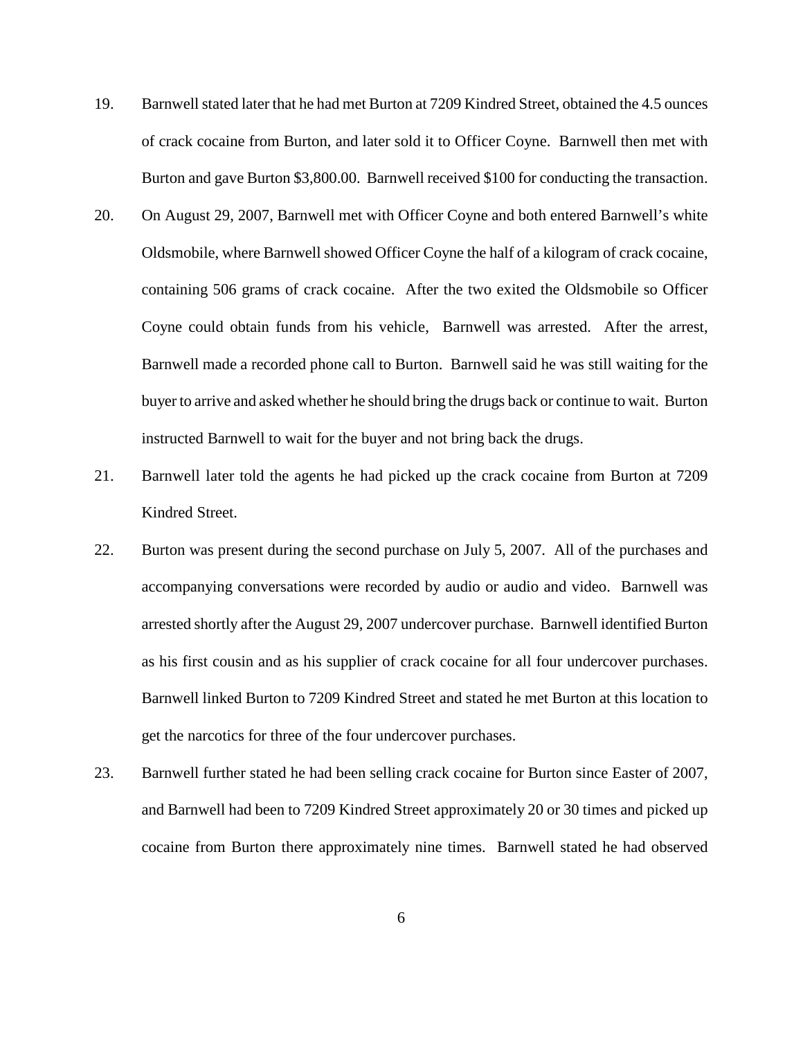19. Barnwell stated later that he had met Burton at 7209 Kindred Street, obtained the 4.5 ounces of crack cocaine from Burton, and later sold it to Officer Coyne. Barnwell then met with Burton and gave Burton $3,800.00. Barnwell received $100 for conducting the transaction.

20. On August 29, 2007, Barnwell met with Officer Coyne and both entered Barnwell's white Oldsmobile, where Barnwell showed Officer Coyne the half of a kilogram of crack cocaine, containing 506 grams of crack cocaine. After the two exited the Oldsmobile so Officer Coyne could obtain funds from his vehicle, Barnwell was arrested. After the arrest, Barnwell made a recorded phone call to Burton. Barnwell said he was still waiting for the buyer to arrive and asked whether he should bring the drugs back or continue to wait. Burton instructed Barnwell to wait for the buyer and not bring back the drugs.

21. Barnwell later told the agents he had picked up the crack cocaine from Burton at 7209 Kindred Street.

22. Burton was present during the second purchase on July 5, 2007. All of the purchases and accompanying conversations were recorded by audio or audio and video. Barnwell was arrested shortly after the August 29, 2007 undercover purchase. Barnwell identified Burton as his first cousin and as his supplier of crack cocaine for all four undercover purchases. Barnwell linked Burton to 7209 Kindred Street and stated he met Burton at this location to get the narcotics for three of the four undercover purchases.

23. Barnwell further stated he had been selling crack cocaine for Burton since Easter of 2007, and Barnwell had been to 7209 Kindred Street approximately 20 or 30 times and picked up cocaine from Burton there approximately nine times. Barnwell stated he had observed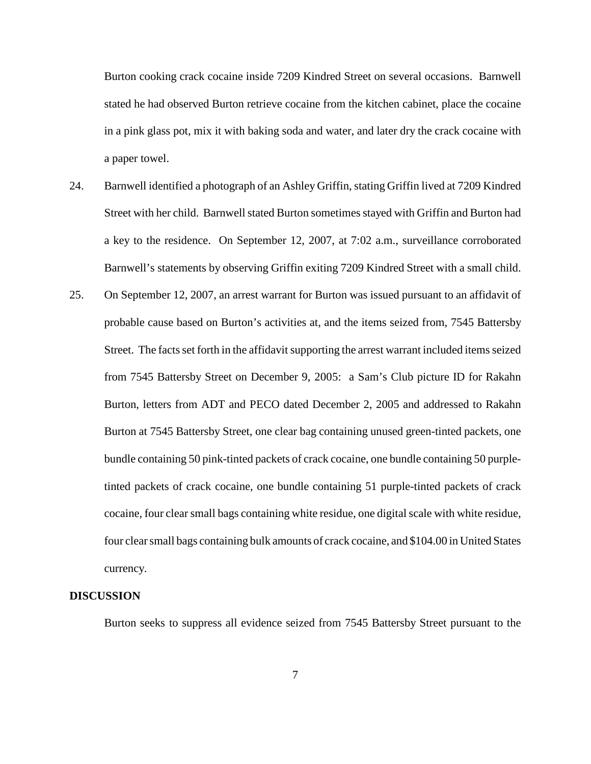Burton cooking crack cocaine inside 7209 Kindred Street on several occasions. Barnwell stated he had observed Burton retrieve cocaine from the kitchen cabinet, place the cocaine in a pink glass pot, mix it with baking soda and water, and later dry the crack cocaine with a paper towel.

24. Barnwell identified a photograph of an Ashley Griffin, stating Griffin lived at 7209 Kindred Street with her child. Barnwell stated Burton sometimes stayed with Griffin and Burton had a key to the residence. On September 12, 2007, at 7:02 a.m., surveillance corroborated Barnwell's statements by observing Griffin exiting 7209 Kindred Street with a small child.

25. On September 12, 2007, an arrest warrant for Burton was issued pursuant to an affidavit of probable cause based on Burton's activities at, and the items seized from, 7545 Battersby Street. The facts set forth in the affidavit supporting the arrest warrant included items seized from 7545 Battersby Street on December 9, 2005: a Sam's Club picture ID for Rakahn Burton, letters from ADT and PECO dated December 2, 2005 and addressed to Rakahn Burton at 7545 Battersby Street, one clear bag containing unused green-tinted packets, one bundle containing 50 pink-tinted packets of crack cocaine, one bundle containing 50 purple-tinted packets of crack cocaine, one bundle containing 51 purple-tinted packets of crack cocaine, four clear small bags containing white residue, one digital scale with white residue, four clear small bags containing bulk amounts of crack cocaine, and $104.00 in United States currency.

**DISCUSSION**

Burton seeks to suppress all evidence seized from 7545 Battersby Street pursuant to the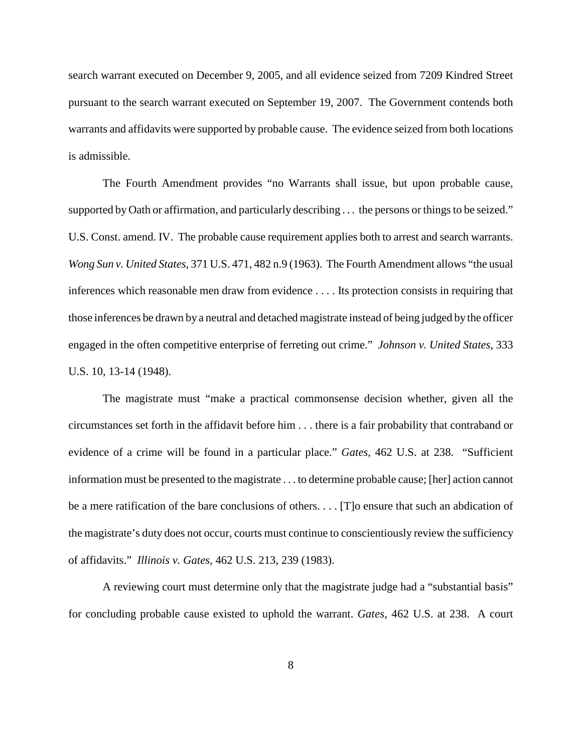search warrant executed on December 9, 2005, and all evidence seized from 7209 Kindred Street pursuant to the search warrant executed on September 19, 2007. The Government contends both warrants and affidavits were supported by probable cause. The evidence seized from both locations is admissible.

The Fourth Amendment provides "no Warrants shall issue, but upon probable cause, supported by Oath or affirmation, and particularly describing . . . the persons or things to be seized." U.S. Const. amend. IV. The probable cause requirement applies both to arrest and search warrants. *Wong Sun v. United States*, 371 U.S. 471, 482 n.9 (1963). The Fourth Amendment allows "the usual inferences which reasonable men draw from evidence . . . . Its protection consists in requiring that those inferences be drawn by a neutral and detached magistrate instead of being judged by the officer engaged in the often competitive enterprise of ferreting out crime." *Johnson v. United States*, 333 U.S. 10, 13-14 (1948).

The magistrate must "make a practical commonsense decision whether, given all the circumstances set forth in the affidavit before him . . . there is a fair probability that contraband or evidence of a crime will be found in a particular place." *Gates*, 462 U.S. at 238. "Sufficient information must be presented to the magistrate . . . to determine probable cause; [her] action cannot be a mere ratification of the bare conclusions of others. . . . [T]o ensure that such an abdication of the magistrate's duty does not occur, courts must continue to conscientiously review the sufficiency of affidavits." *Illinois v. Gates*, 462 U.S. 213, 239 (1983).

A reviewing court must determine only that the magistrate judge had a "substantial basis" for concluding probable cause existed to uphold the warrant. *Gates*, 462 U.S. at 238. A court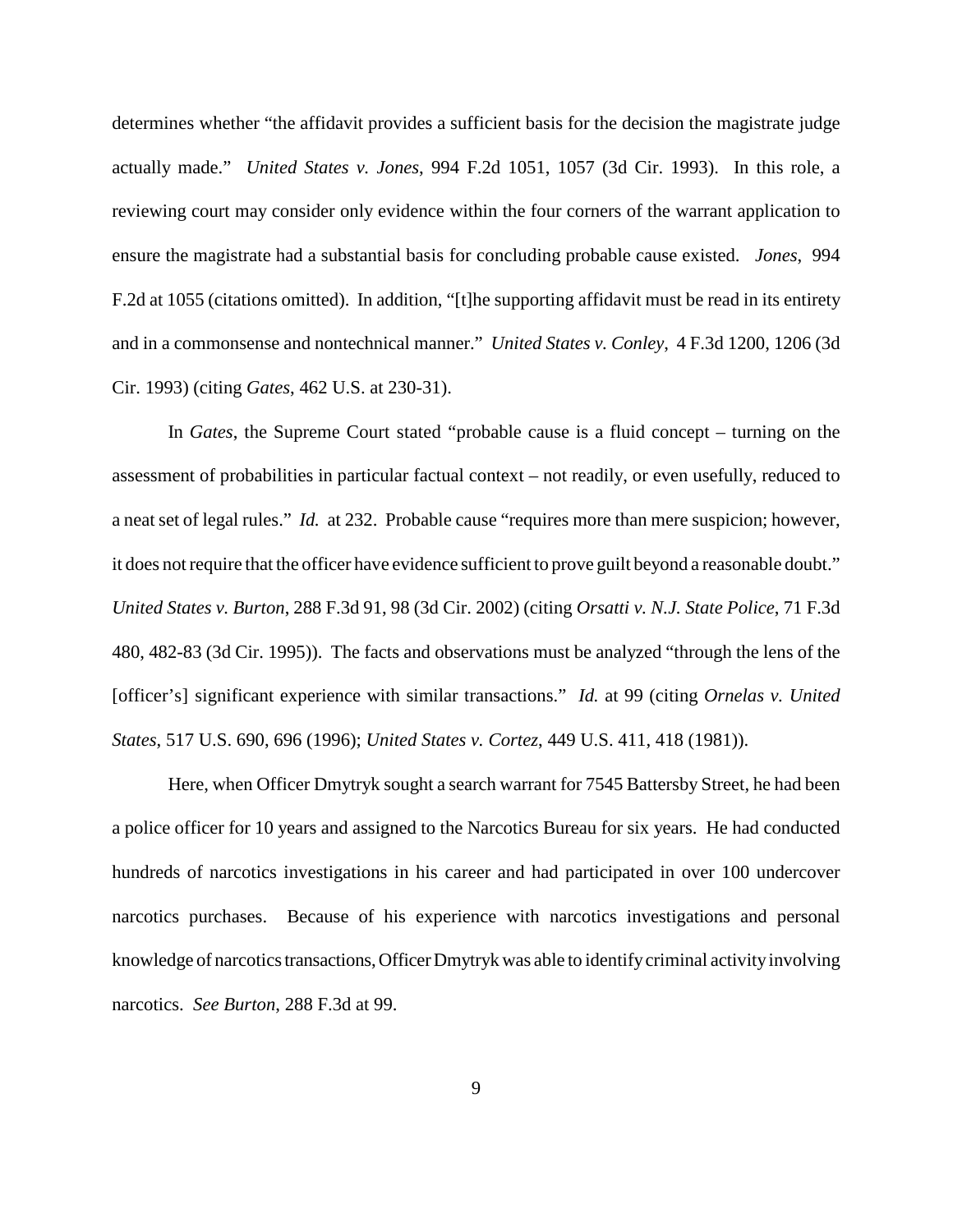determines whether "the affidavit provides a sufficient basis for the decision the magistrate judge actually made." *United States v. Jones*, 994 F.2d 1051, 1057 (3d Cir. 1993). In this role, a reviewing court may consider only evidence within the four corners of the warrant application to ensure the magistrate had a substantial basis for concluding probable cause existed. *Jones*, 994 F.2d at 1055 (citations omitted). In addition, "[t]he supporting affidavit must be read in its entirety and in a commonsense and nontechnical manner." *United States v. Conley*, 4 F.3d 1200, 1206 (3d Cir. 1993) (citing *Gates*, 462 U.S. at 230-31).

In *Gates*, the Supreme Court stated "probable cause is a fluid concept – turning on the assessment of probabilities in particular factual context – not readily, or even usefully, reduced to a neat set of legal rules." *Id.* at 232. Probable cause "requires more than mere suspicion; however, it does not require that the officer have evidence sufficient to prove guilt beyond a reasonable doubt." *United States v. Burton*, 288 F.3d 91, 98 (3d Cir. 2002) (citing *Orsatti v. N.J. State Police*, 71 F.3d 480, 482-83 (3d Cir. 1995)). The facts and observations must be analyzed "through the lens of the [officer's] significant experience with similar transactions." *Id.* at 99 (citing *Ornelas v. United States*, 517 U.S. 690, 696 (1996); *United States v. Cortez*, 449 U.S. 411, 418 (1981)).

Here, when Officer Dmytryk sought a search warrant for 7545 Battersby Street, he had been a police officer for 10 years and assigned to the Narcotics Bureau for six years. He had conducted hundreds of narcotics investigations in his career and had participated in over 100 undercover narcotics purchases. Because of his experience with narcotics investigations and personal knowledge of narcotics transactions, Officer Dmytryk was able to identify criminal activity involving narcotics. *See Burton*, 288 F.3d at 99.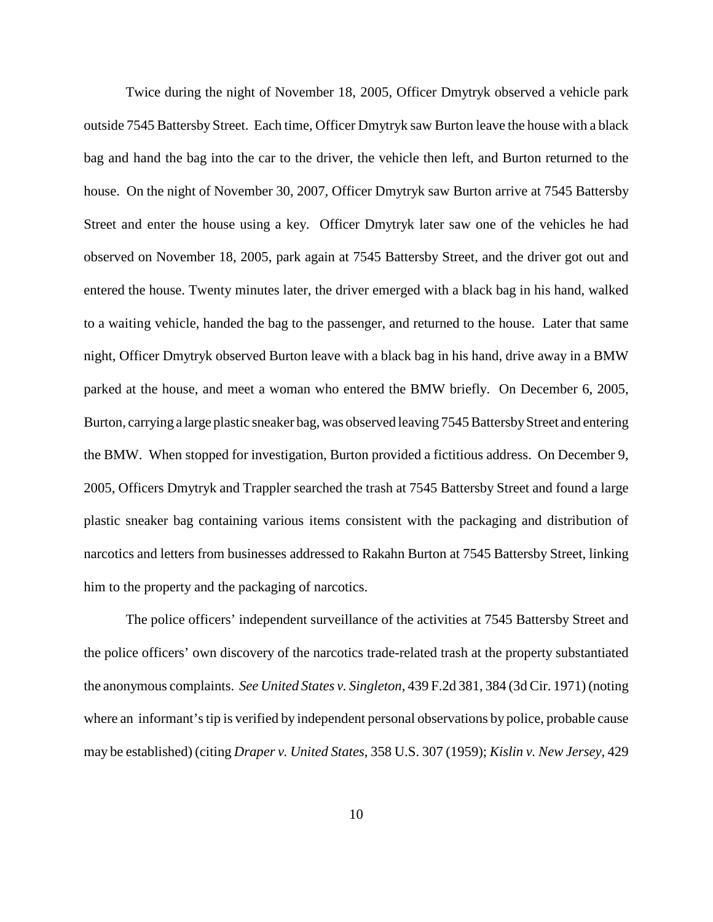Twice during the night of November 18, 2005, Officer Dmytryk observed a vehicle park outside 7545 Battersby Street. Each time, Officer Dmytryk saw Burton leave the house with a black bag and hand the bag into the car to the driver, the vehicle then left, and Burton returned to the house. On the night of November 30, 2007, Officer Dmytryk saw Burton arrive at 7545 Battersby Street and enter the house using a key. Officer Dmytryk later saw one of the vehicles he had observed on November 18, 2005, park again at 7545 Battersby Street, and the driver got out and entered the house. Twenty minutes later, the driver emerged with a black bag in his hand, walked to a waiting vehicle, handed the bag to the passenger, and returned to the house. Later that same night, Officer Dmytryk observed Burton leave with a black bag in his hand, drive away in a BMW parked at the house, and meet a woman who entered the BMW briefly. On December 6, 2005, Burton, carrying a large plastic sneaker bag, was observed leaving 7545 Battersby Street and entering the BMW. When stopped for investigation, Burton provided a fictitious address. On December 9, 2005, Officers Dmytryk and Trappler searched the trash at 7545 Battersby Street and found a large plastic sneaker bag containing various items consistent with the packaging and distribution of narcotics and letters from businesses addressed to Rakahn Burton at 7545 Battersby Street, linking him to the property and the packaging of narcotics.

The police officers' independent surveillance of the activities at 7545 Battersby Street and the police officers' own discovery of the narcotics trade-related trash at the property substantiated the anonymous complaints. *See United States v. Singleton*, 439 F.2d 381, 384 (3d Cir. 1971) (noting where an informant's tip is verified by independent personal observations by police, probable cause may be established) (citing *Draper v. United States*, 358 U.S. 307 (1959); *Kislin v. New Jersey*, 429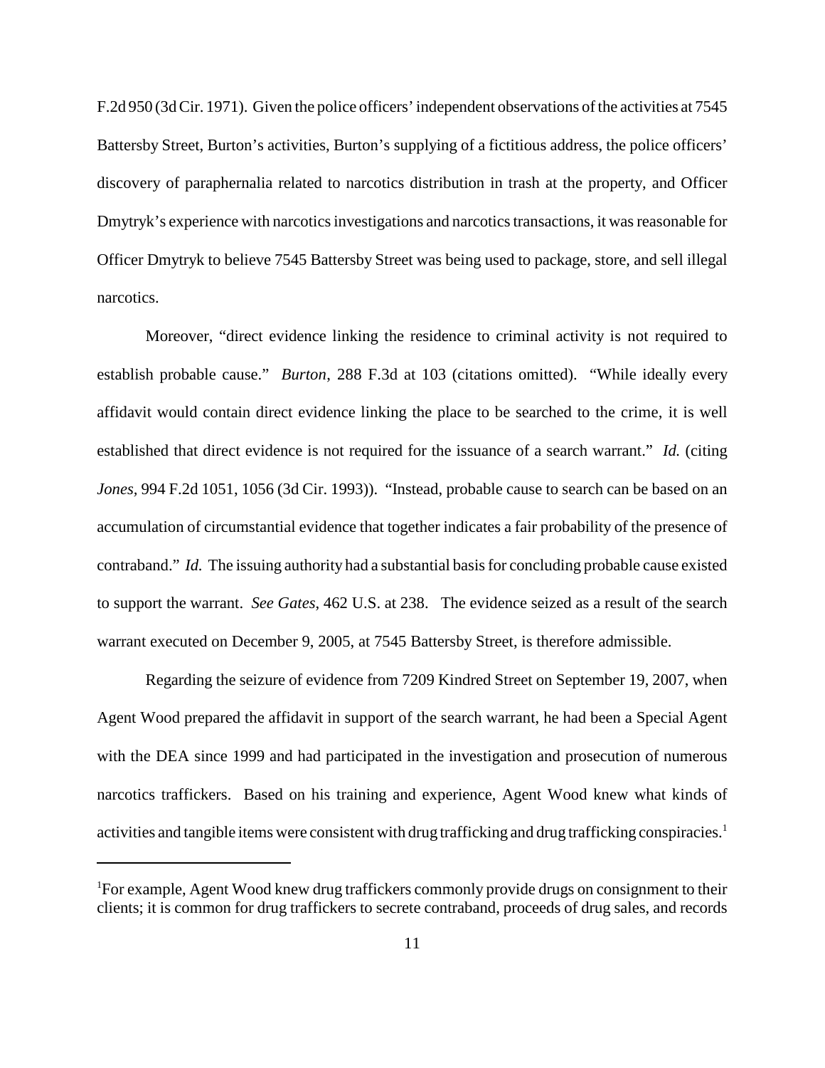F.2d 950 (3d Cir. 1971). Given the police officers' independent observations of the activities at 7545 Battersby Street, Burton's activities, Burton's supplying of a fictitious address, the police officers' discovery of paraphernalia related to narcotics distribution in trash at the property, and Officer Dmytryk's experience with narcotics investigations and narcotics transactions, it was reasonable for Officer Dmytryk to believe 7545 Battersby Street was being used to package, store, and sell illegal narcotics.

Moreover, "direct evidence linking the residence to criminal activity is not required to establish probable cause." *Burton*, 288 F.3d at 103 (citations omitted). "While ideally every affidavit would contain direct evidence linking the place to be searched to the crime, it is well established that direct evidence is not required for the issuance of a search warrant." *Id.* (citing *Jones*, 994 F.2d 1051, 1056 (3d Cir. 1993)). "Instead, probable cause to search can be based on an accumulation of circumstantial evidence that together indicates a fair probability of the presence of contraband." *Id.* The issuing authority had a substantial basis for concluding probable cause existed to support the warrant. *See Gates*, 462 U.S. at 238. The evidence seized as a result of the search warrant executed on December 9, 2005, at 7545 Battersby Street, is therefore admissible.

Regarding the seizure of evidence from 7209 Kindred Street on September 19, 2007, when Agent Wood prepared the affidavit in support of the search warrant, he had been a Special Agent with the DEA since 1999 and had participated in the investigation and prosecution of numerous narcotics traffickers. Based on his training and experience, Agent Wood knew what kinds of activities and tangible items were consistent with drug trafficking and drug trafficking conspiracies.[1]

---

[1]For example, Agent Wood knew drug traffickers commonly provide drugs on consignment to their clients; it is common for drug traffickers to secrete contraband, proceeds of drug sales, and records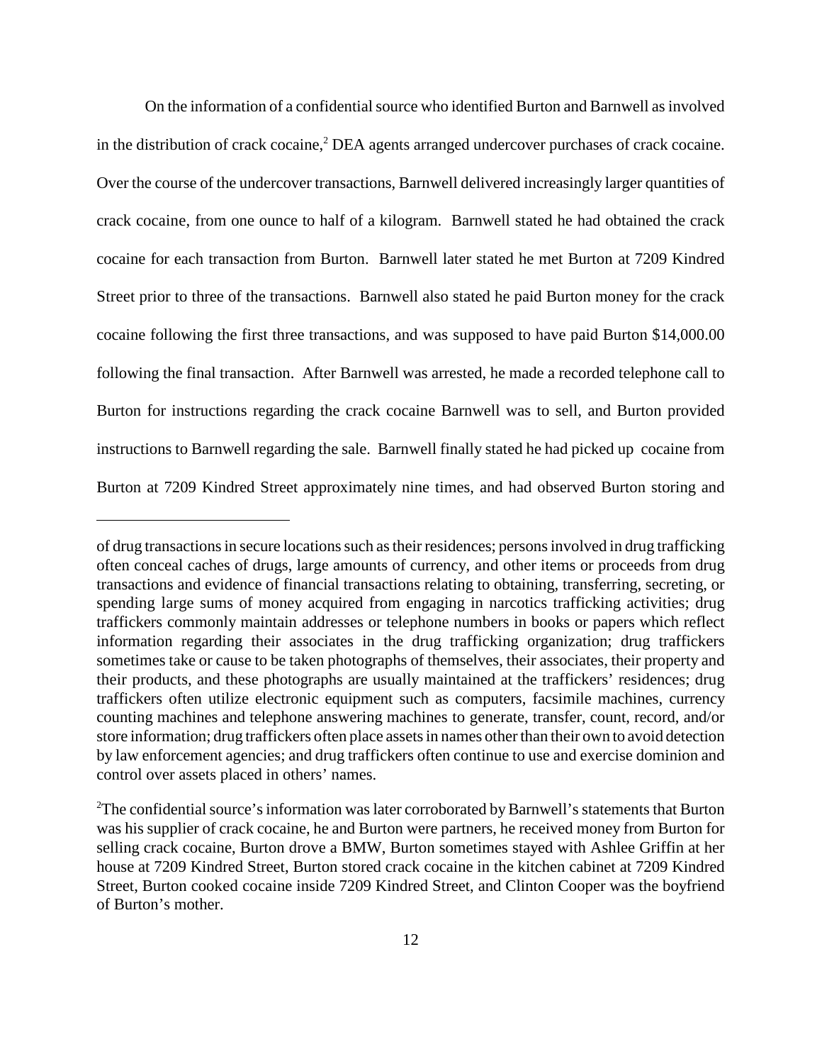On the information of a confidential source who identified Burton and Barnwell as involved in the distribution of crack cocaine,[2] DEA agents arranged undercover purchases of crack cocaine. Over the course of the undercover transactions, Barnwell delivered increasingly larger quantities of crack cocaine, from one ounce to half of a kilogram. Barnwell stated he had obtained the crack cocaine for each transaction from Burton. Barnwell later stated he met Burton at 7209 Kindred Street prior to three of the transactions. Barnwell also stated he paid Burton money for the crack cocaine following the first three transactions, and was supposed to have paid Burton $14,000.00 following the final transaction. After Barnwell was arrested, he made a recorded telephone call to Burton for instructions regarding the crack cocaine Barnwell was to sell, and Burton provided instructions to Barnwell regarding the sale. Barnwell finally stated he had picked up cocaine from Burton at 7209 Kindred Street approximately nine times, and had observed Burton storing and

---

of drug transactions in secure locations such as their residences; persons involved in drug trafficking often conceal caches of drugs, large amounts of currency, and other items or proceeds from drug transactions and evidence of financial transactions relating to obtaining, transferring, secreting, or spending large sums of money acquired from engaging in narcotics trafficking activities; drug traffickers commonly maintain addresses or telephone numbers in books or papers which reflect information regarding their associates in the drug trafficking organization; drug traffickers sometimes take or cause to be taken photographs of themselves, their associates, their property and their products, and these photographs are usually maintained at the traffickers' residences; drug traffickers often utilize electronic equipment such as computers, facsimile machines, currency counting machines and telephone answering machines to generate, transfer, count, record, and/or store information; drug traffickers often place assets in names other than their own to avoid detection by law enforcement agencies; and drug traffickers often continue to use and exercise dominion and control over assets placed in others' names.

[2]The confidential source's information was later corroborated by Barnwell's statements that Burton was his supplier of crack cocaine, he and Burton were partners, he received money from Burton for selling crack cocaine, Burton drove a BMW, Burton sometimes stayed with Ashlee Griffin at her house at 7209 Kindred Street, Burton stored crack cocaine in the kitchen cabinet at 7209 Kindred Street, Burton cooked cocaine inside 7209 Kindred Street, and Clinton Cooper was the boyfriend of Burton's mother.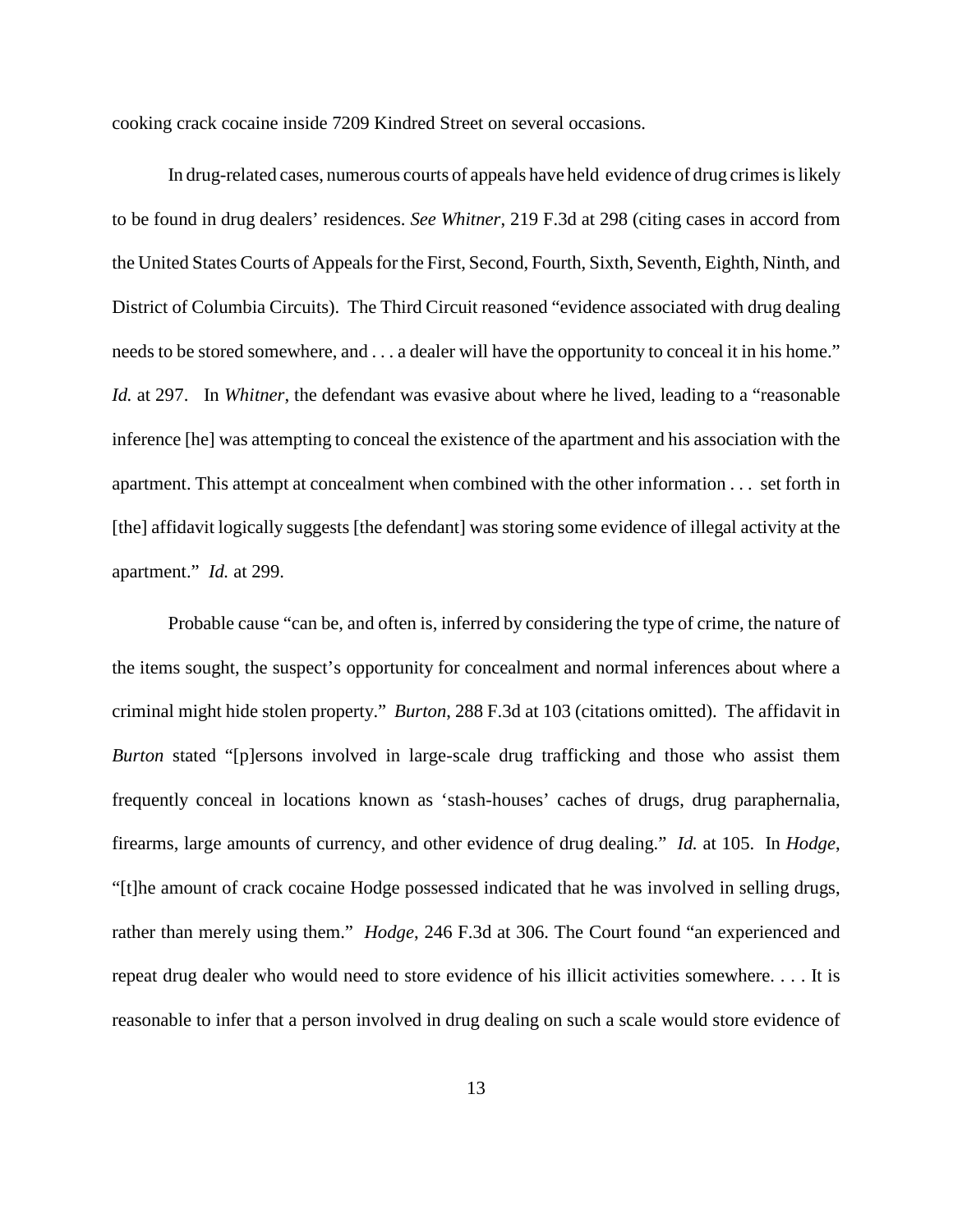cooking crack cocaine inside 7209 Kindred Street on several occasions.

In drug-related cases, numerous courts of appeals have held evidence of drug crimes is likely to be found in drug dealers' residences. *See Whitner*, 219 F.3d at 298 (citing cases in accord from the United States Courts of Appeals for the First, Second, Fourth, Sixth, Seventh, Eighth, Ninth, and District of Columbia Circuits). The Third Circuit reasoned "evidence associated with drug dealing needs to be stored somewhere, and . . . a dealer will have the opportunity to conceal it in his home." *Id.* at 297. In *Whitner*, the defendant was evasive about where he lived, leading to a "reasonable inference [he] was attempting to conceal the existence of the apartment and his association with the apartment. This attempt at concealment when combined with the other information . . . set forth in [the] affidavit logically suggests [the defendant] was storing some evidence of illegal activity at the apartment." *Id.* at 299.

Probable cause "can be, and often is, inferred by considering the type of crime, the nature of the items sought, the suspect's opportunity for concealment and normal inferences about where a criminal might hide stolen property." *Burton*, 288 F.3d at 103 (citations omitted). The affidavit in *Burton* stated "[p]ersons involved in large-scale drug trafficking and those who assist them frequently conceal in locations known as 'stash-houses' caches of drugs, drug paraphernalia, firearms, large amounts of currency, and other evidence of drug dealing." *Id.* at 105. In *Hodge*, "[t]he amount of crack cocaine Hodge possessed indicated that he was involved in selling drugs, rather than merely using them." *Hodge*, 246 F.3d at 306. The Court found "an experienced and repeat drug dealer who would need to store evidence of his illicit activities somewhere. . . . It is reasonable to infer that a person involved in drug dealing on such a scale would store evidence of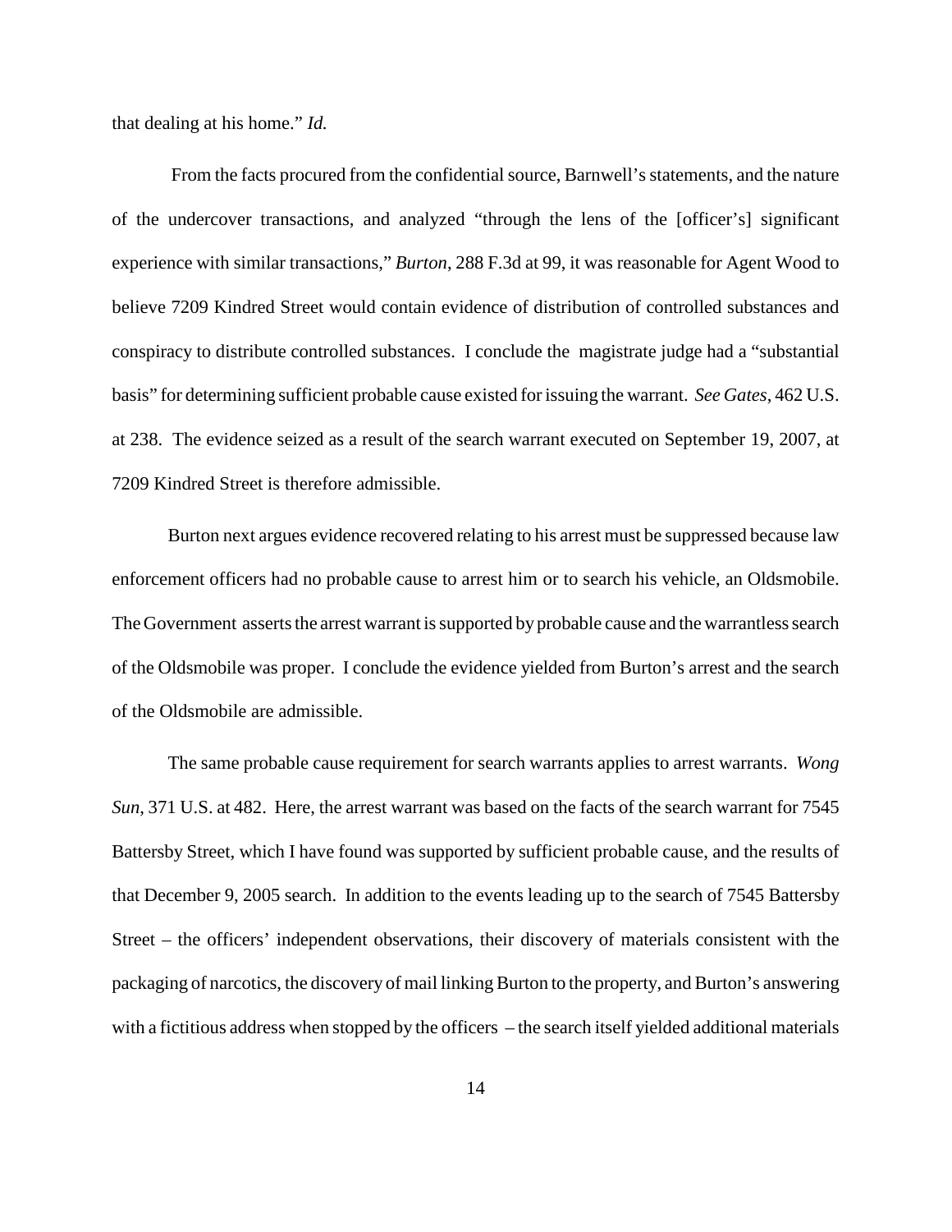that dealing at his home." *Id.*

From the facts procured from the confidential source, Barnwell's statements, and the nature of the undercover transactions, and analyzed "through the lens of the [officer's] significant experience with similar transactions," *Burton*, 288 F.3d at 99, it was reasonable for Agent Wood to believe 7209 Kindred Street would contain evidence of distribution of controlled substances and conspiracy to distribute controlled substances. I conclude the magistrate judge had a "substantial basis" for determining sufficient probable cause existed for issuing the warrant. *See Gates*, 462 U.S. at 238. The evidence seized as a result of the search warrant executed on September 19, 2007, at 7209 Kindred Street is therefore admissible.

Burton next argues evidence recovered relating to his arrest must be suppressed because law enforcement officers had no probable cause to arrest him or to search his vehicle, an Oldsmobile. The Government asserts the arrest warrant is supported by probable cause and the warrantless search of the Oldsmobile was proper. I conclude the evidence yielded from Burton's arrest and the search of the Oldsmobile are admissible.

The same probable cause requirement for search warrants applies to arrest warrants. *Wong Sun*, 371 U.S. at 482. Here, the arrest warrant was based on the facts of the search warrant for 7545 Battersby Street, which I have found was supported by sufficient probable cause, and the results of that December 9, 2005 search. In addition to the events leading up to the search of 7545 Battersby Street – the officers' independent observations, their discovery of materials consistent with the packaging of narcotics, the discovery of mail linking Burton to the property, and Burton's answering with a fictitious address when stopped by the officers – the search itself yielded additional materials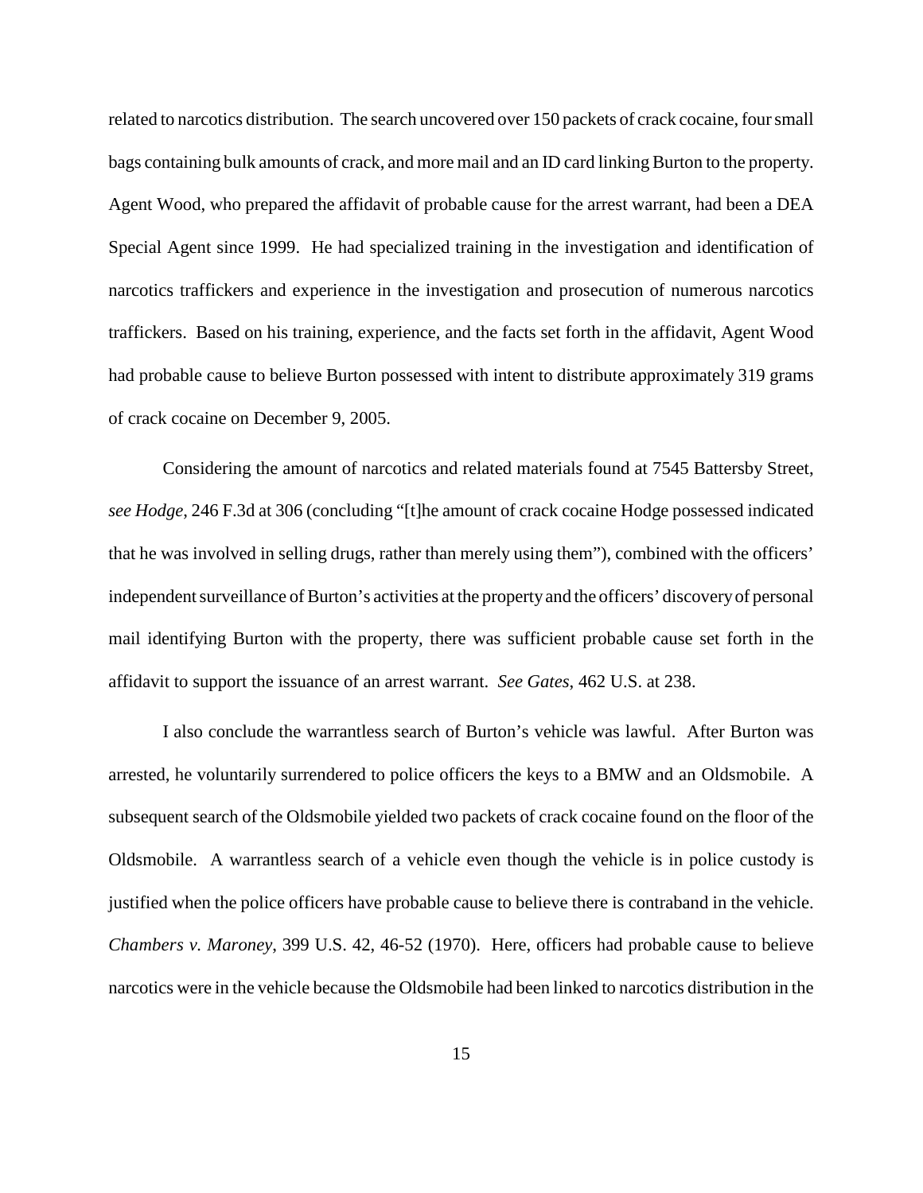related to narcotics distribution. The search uncovered over 150 packets of crack cocaine, four small bags containing bulk amounts of crack, and more mail and an ID card linking Burton to the property. Agent Wood, who prepared the affidavit of probable cause for the arrest warrant, had been a DEA Special Agent since 1999. He had specialized training in the investigation and identification of narcotics traffickers and experience in the investigation and prosecution of numerous narcotics traffickers. Based on his training, experience, and the facts set forth in the affidavit, Agent Wood had probable cause to believe Burton possessed with intent to distribute approximately 319 grams of crack cocaine on December 9, 2005.

Considering the amount of narcotics and related materials found at 7545 Battersby Street, *see Hodge*, 246 F.3d at 306 (concluding "[t]he amount of crack cocaine Hodge possessed indicated that he was involved in selling drugs, rather than merely using them"), combined with the officers' independent surveillance of Burton's activities at the property and the officers' discovery of personal mail identifying Burton with the property, there was sufficient probable cause set forth in the affidavit to support the issuance of an arrest warrant. *See Gates*, 462 U.S. at 238.

I also conclude the warrantless search of Burton's vehicle was lawful. After Burton was arrested, he voluntarily surrendered to police officers the keys to a BMW and an Oldsmobile. A subsequent search of the Oldsmobile yielded two packets of crack cocaine found on the floor of the Oldsmobile. A warrantless search of a vehicle even though the vehicle is in police custody is justified when the police officers have probable cause to believe there is contraband in the vehicle. *Chambers v. Maroney*, 399 U.S. 42, 46-52 (1970). Here, officers had probable cause to believe narcotics were in the vehicle because the Oldsmobile had been linked to narcotics distribution in the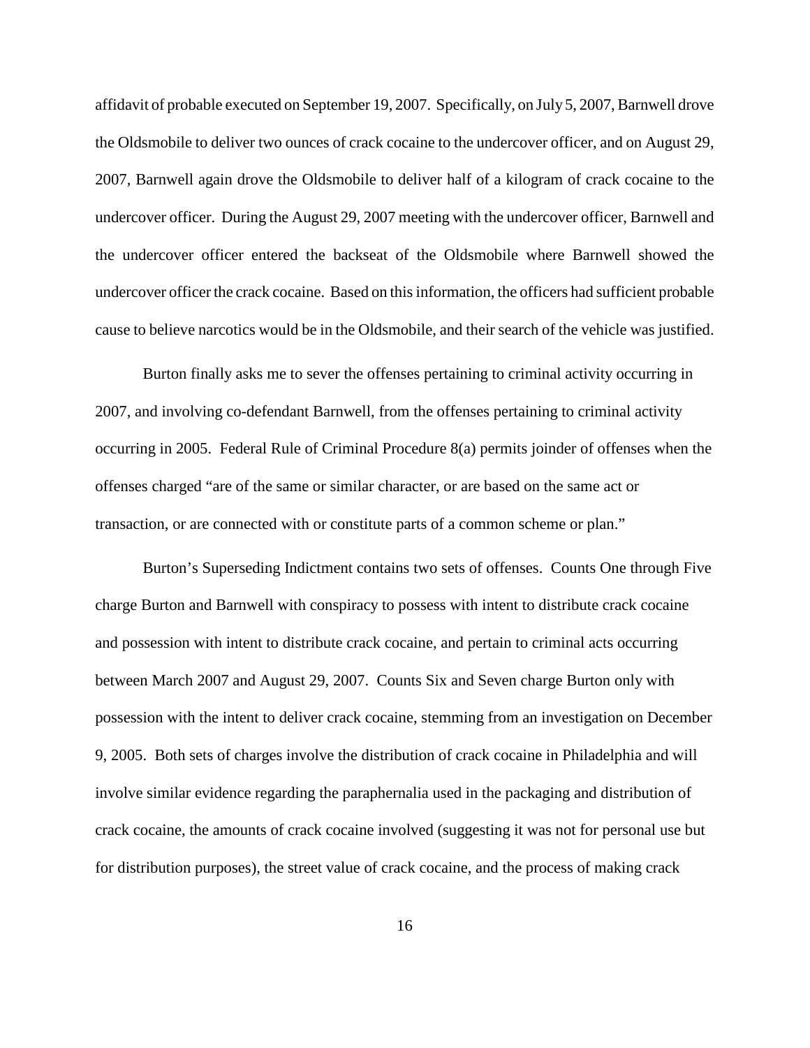affidavit of probable executed on September 19, 2007. Specifically, on July 5, 2007, Barnwell drove the Oldsmobile to deliver two ounces of crack cocaine to the undercover officer, and on August 29, 2007, Barnwell again drove the Oldsmobile to deliver half of a kilogram of crack cocaine to the undercover officer. During the August 29, 2007 meeting with the undercover officer, Barnwell and the undercover officer entered the backseat of the Oldsmobile where Barnwell showed the undercover officer the crack cocaine. Based on this information, the officers had sufficient probable cause to believe narcotics would be in the Oldsmobile, and their search of the vehicle was justified.

Burton finally asks me to sever the offenses pertaining to criminal activity occurring in 2007, and involving co-defendant Barnwell, from the offenses pertaining to criminal activity occurring in 2005. Federal Rule of Criminal Procedure 8(a) permits joinder of offenses when the offenses charged "are of the same or similar character, or are based on the same act or transaction, or are connected with or constitute parts of a common scheme or plan."

Burton's Superseding Indictment contains two sets of offenses. Counts One through Five charge Burton and Barnwell with conspiracy to possess with intent to distribute crack cocaine and possession with intent to distribute crack cocaine, and pertain to criminal acts occurring between March 2007 and August 29, 2007. Counts Six and Seven charge Burton only with possession with the intent to deliver crack cocaine, stemming from an investigation on December 9, 2005. Both sets of charges involve the distribution of crack cocaine in Philadelphia and will involve similar evidence regarding the paraphernalia used in the packaging and distribution of crack cocaine, the amounts of crack cocaine involved (suggesting it was not for personal use but for distribution purposes), the street value of crack cocaine, and the process of making crack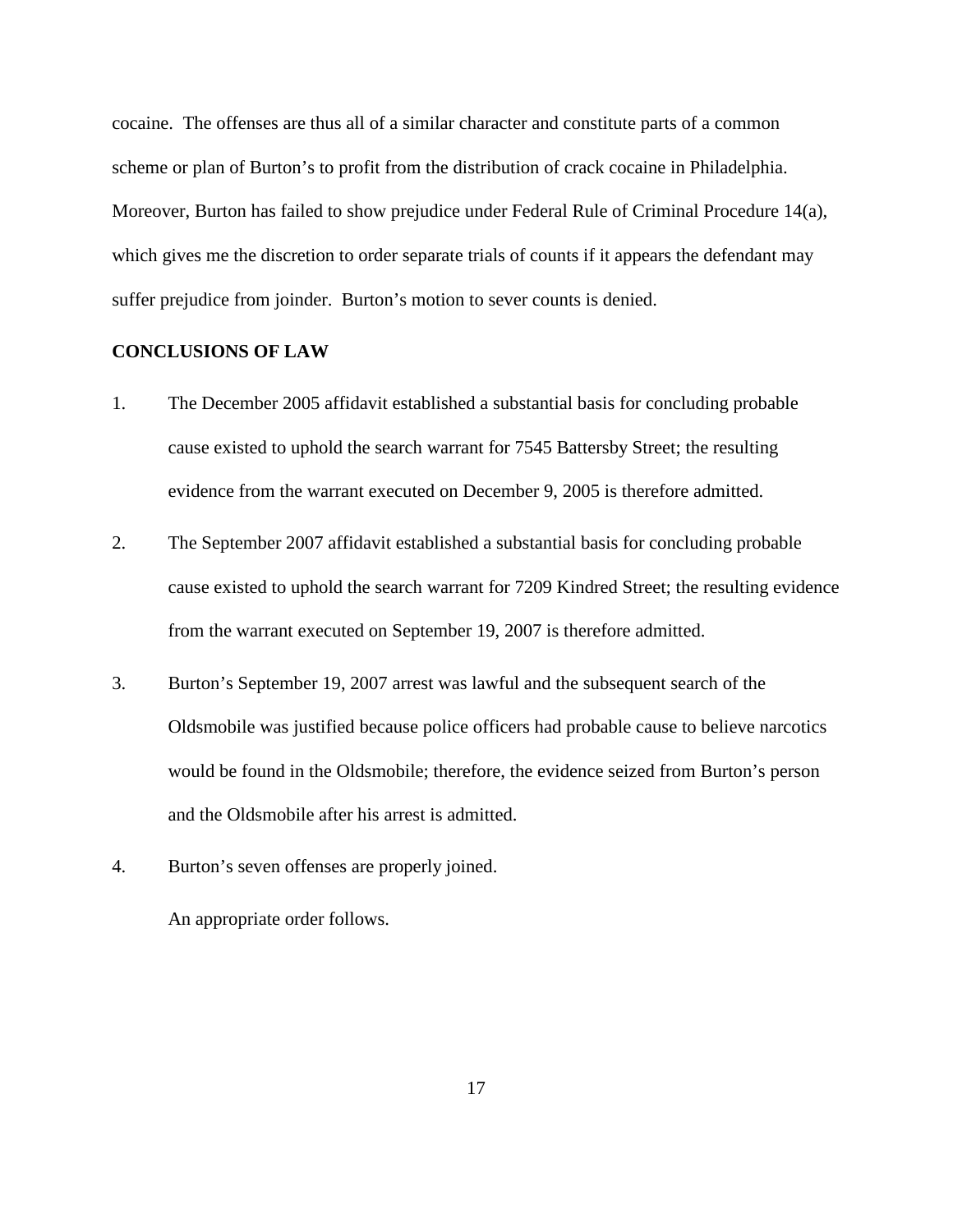cocaine. The offenses are thus all of a similar character and constitute parts of a common scheme or plan of Burton's to profit from the distribution of crack cocaine in Philadelphia. Moreover, Burton has failed to show prejudice under Federal Rule of Criminal Procedure 14(a), which gives me the discretion to order separate trials of counts if it appears the defendant may suffer prejudice from joinder. Burton's motion to sever counts is denied.

**CONCLUSIONS OF LAW**

1. The December 2005 affidavit established a substantial basis for concluding probable cause existed to uphold the search warrant for 7545 Battersby Street; the resulting evidence from the warrant executed on December 9, 2005 is therefore admitted.

2. The September 2007 affidavit established a substantial basis for concluding probable cause existed to uphold the search warrant for 7209 Kindred Street; the resulting evidence from the warrant executed on September 19, 2007 is therefore admitted.

3. Burton's September 19, 2007 arrest was lawful and the subsequent search of the Oldsmobile was justified because police officers had probable cause to believe narcotics would be found in the Oldsmobile; therefore, the evidence seized from Burton's person and the Oldsmobile after his arrest is admitted.

4. Burton's seven offenses are properly joined.

An appropriate order follows.